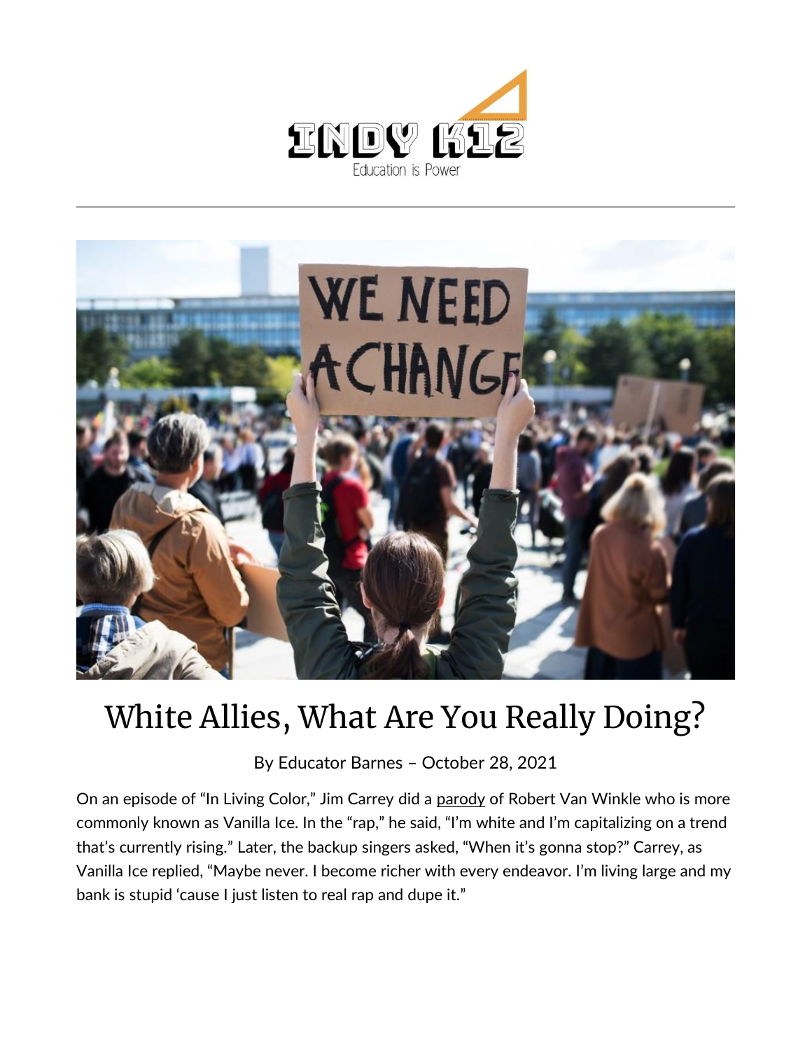# White Allies, What Are You Really Doing?

By Educator Barnes – October 28, 2021

On an episode of "In Living Color," Jim Carrey did a parody of Robert Van Winkle who is more commonly known as Vanilla Ice. In the "rap," he said, "I'm white and I'm capitalizing on a trend that's currently rising." Later, the backup singers asked, "When it's gonna stop?" Carrey, as Vanilla Ice replied, "Maybe never. I become richer with every endeavor. I'm living large and my bank is stupid 'cause I just listen to real rap and dupe it."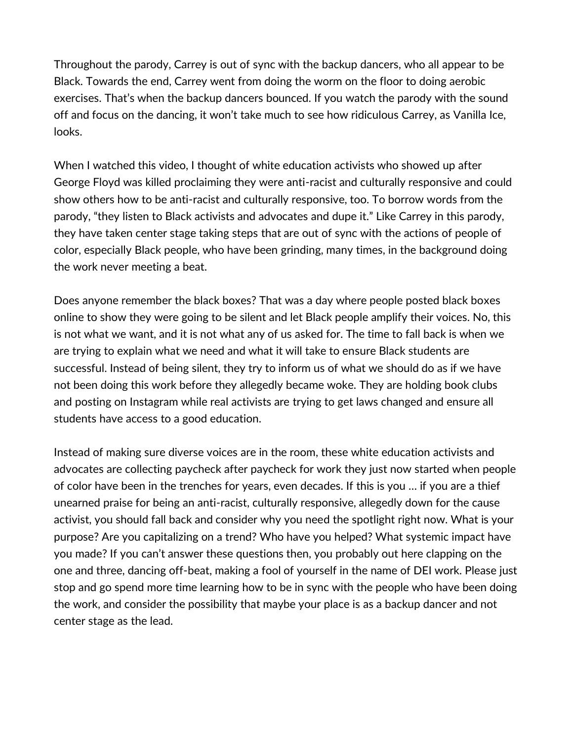Throughout the parody, Carrey is out of sync with the backup dancers, who all appear to be Black. Towards the end, Carrey went from doing the worm on the floor to doing aerobic exercises. That's when the backup dancers bounced. If you watch the parody with the sound off and focus on the dancing, it won't take much to see how ridiculous Carrey, as Vanilla Ice, looks.

When I watched this video, I thought of white education activists who showed up after George Floyd was killed proclaiming they were anti-racist and culturally responsive and could show others how to be anti-racist and culturally responsive, too. To borrow words from the parody, "they listen to Black activists and advocates and dupe it." Like Carrey in this parody, they have taken center stage taking steps that are out of sync with the actions of people of color, especially Black people, who have been grinding, many times, in the background doing the work never meeting a beat.

Does anyone remember the black boxes? That was a day where people posted black boxes online to show they were going to be silent and let Black people amplify their voices. No, this is not what we want, and it is not what any of us asked for. The time to fall back is when we are trying to explain what we need and what it will take to ensure Black students are successful. Instead of being silent, they try to inform us of what we should do as if we have not been doing this work before they allegedly became woke. They are holding book clubs and posting on Instagram while real activists are trying to get laws changed and ensure all students have access to a good education.

Instead of making sure diverse voices are in the room, these white education activists and advocates are collecting paycheck after paycheck for work they just now started when people of color have been in the trenches for years, even decades. If this is you … if you are a thief unearned praise for being an anti-racist, culturally responsive, allegedly down for the cause activist, you should fall back and consider why you need the spotlight right now. What is your purpose? Are you capitalizing on a trend? Who have you helped? What systemic impact have you made? If you can't answer these questions then, you probably out here clapping on the one and three, dancing off-beat, making a fool of yourself in the name of DEI work. Please just stop and go spend more time learning how to be in sync with the people who have been doing the work, and consider the possibility that maybe your place is as a backup dancer and not center stage as the lead.